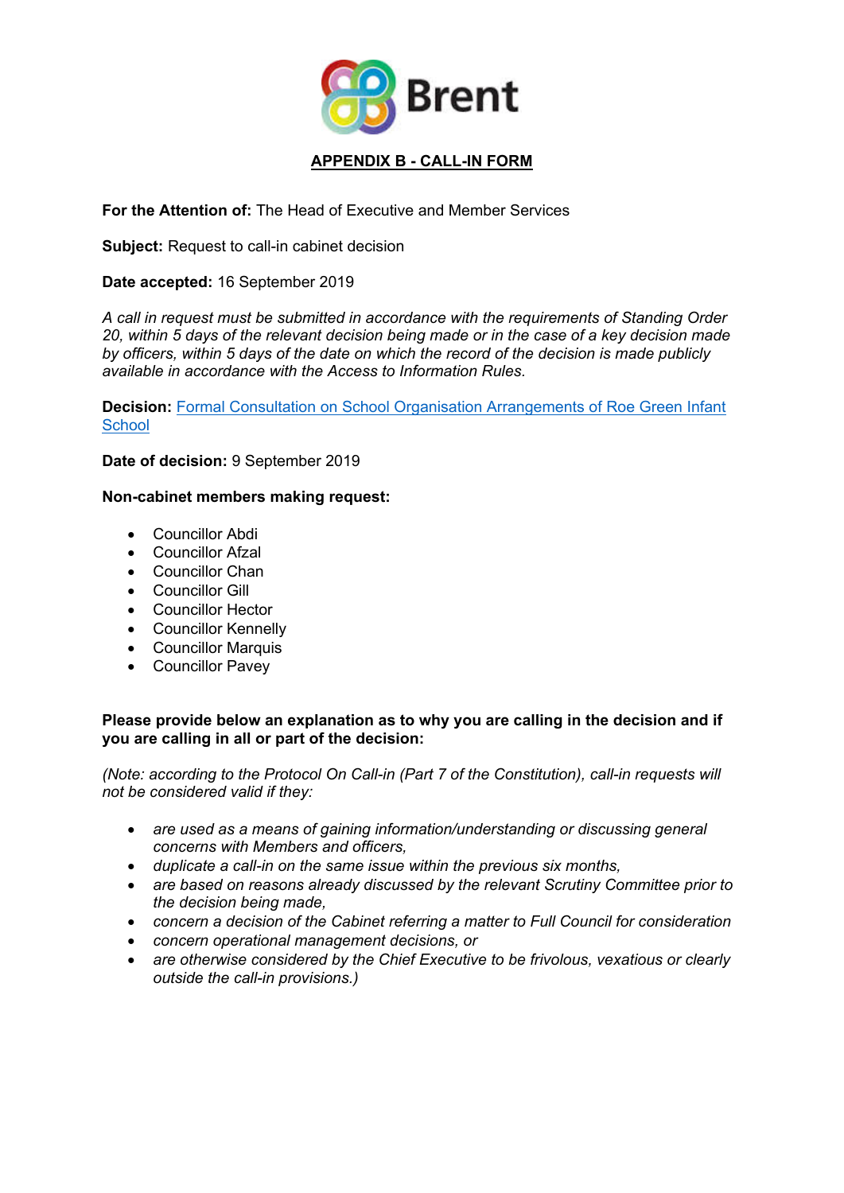Brent

## APPENDIX B - CALL-IN FORM

**For the Attention of:** The Head of Executive and Member Services

**Subject:** Request to call-in cabinet decision

**Date accepted:** 16 September 2019

*A call in request must be submitted in accordance with the requirements of Standing Order 20, within 5 days of the relevant decision being made or in the case of a key decision made by officers, within 5 days of the date on which the record of the decision is made publicly available in accordance with the Access to Information Rules.*

**Decision:** Formal Consultation on School Organisation Arrangements of Roe Green Infant School

**Date of decision:** 9 September 2019

**Non-cabinet members making request:**

- Councillor Abdi
- Councillor Afzal
- Councillor Chan
- Councillor Gill
- Councillor Hector
- Councillor Kennelly
- Councillor Marquis
- Councillor Pavey

**Please provide below an explanation as to why you are calling in the decision and if you are calling in all or part of the decision:**

*(Note: according to the Protocol On Call-in (Part 7 of the Constitution), call-in requests will not be considered valid if they:*

- *are used as a means of gaining information/understanding or discussing general concerns with Members and officers,*
- *duplicate a call-in on the same issue within the previous six months,*
- *are based on reasons already discussed by the relevant Scrutiny Committee prior to the decision being made,*
- *concern a decision of the Cabinet referring a matter to Full Council for consideration*
- *concern operational management decisions, or*
- *are otherwise considered by the Chief Executive to be frivolous, vexatious or clearly outside the call-in provisions.)*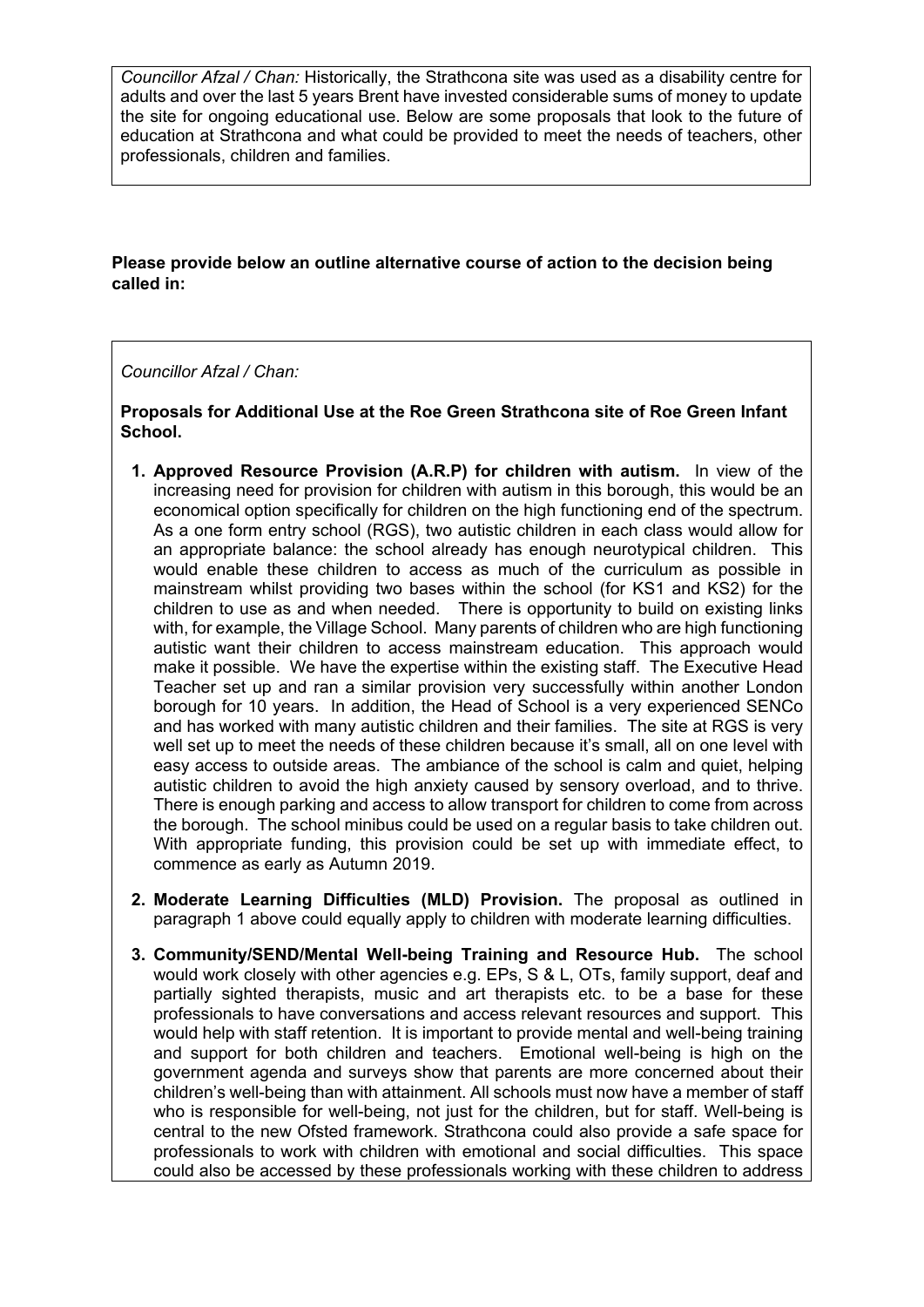*Councillor Afzal / Chan:* Historically, the Strathcona site was used as a disability centre for adults and over the last 5 years Brent have invested considerable sums of money to update the site for ongoing educational use. Below are some proposals that look to the future of education at Strathcona and what could be provided to meet the needs of teachers, other professionals, children and families.

**Please provide below an outline alternative course of action to the decision being called in:**

*Councillor Afzal / Chan:*

**Proposals for Additional Use at the Roe Green Strathcona site of Roe Green Infant School.**

1. **Approved Resource Provision (A.R.P) for children with autism.** In view of the increasing need for provision for children with autism in this borough, this would be an economical option specifically for children on the high functioning end of the spectrum. As a one form entry school (RGS), two autistic children in each class would allow for an appropriate balance: the school already has enough neurotypical children. This would enable these children to access as much of the curriculum as possible in mainstream whilst providing two bases within the school (for KS1 and KS2) for the children to use as and when needed. There is opportunity to build on existing links with, for example, the Village School. Many parents of children who are high functioning autistic want their children to access mainstream education. This approach would make it possible. We have the expertise within the existing staff. The Executive Head Teacher set up and ran a similar provision very successfully within another London borough for 10 years. In addition, the Head of School is a very experienced SENCo and has worked with many autistic children and their families. The site at RGS is very well set up to meet the needs of these children because it's small, all on one level with easy access to outside areas. The ambiance of the school is calm and quiet, helping autistic children to avoid the high anxiety caused by sensory overload, and to thrive. There is enough parking and access to allow transport for children to come from across the borough. The school minibus could be used on a regular basis to take children out. With appropriate funding, this provision could be set up with immediate effect, to commence as early as Autumn 2019.

2. **Moderate Learning Difficulties (MLD) Provision.** The proposal as outlined in paragraph 1 above could equally apply to children with moderate learning difficulties.

3. **Community/SEND/Mental Well-being Training and Resource Hub.** The school would work closely with other agencies e.g. EPs, S & L, OTs, family support, deaf and partially sighted therapists, music and art therapists etc. to be a base for these professionals to have conversations and access relevant resources and support. This would help with staff retention. It is important to provide mental and well-being training and support for both children and teachers. Emotional well-being is high on the government agenda and surveys show that parents are more concerned about their children's well-being than with attainment. All schools must now have a member of staff who is responsible for well-being, not just for the children, but for staff. Well-being is central to the new Ofsted framework. Strathcona could also provide a safe space for professionals to work with children with emotional and social difficulties. This space could also be accessed by these professionals working with these children to address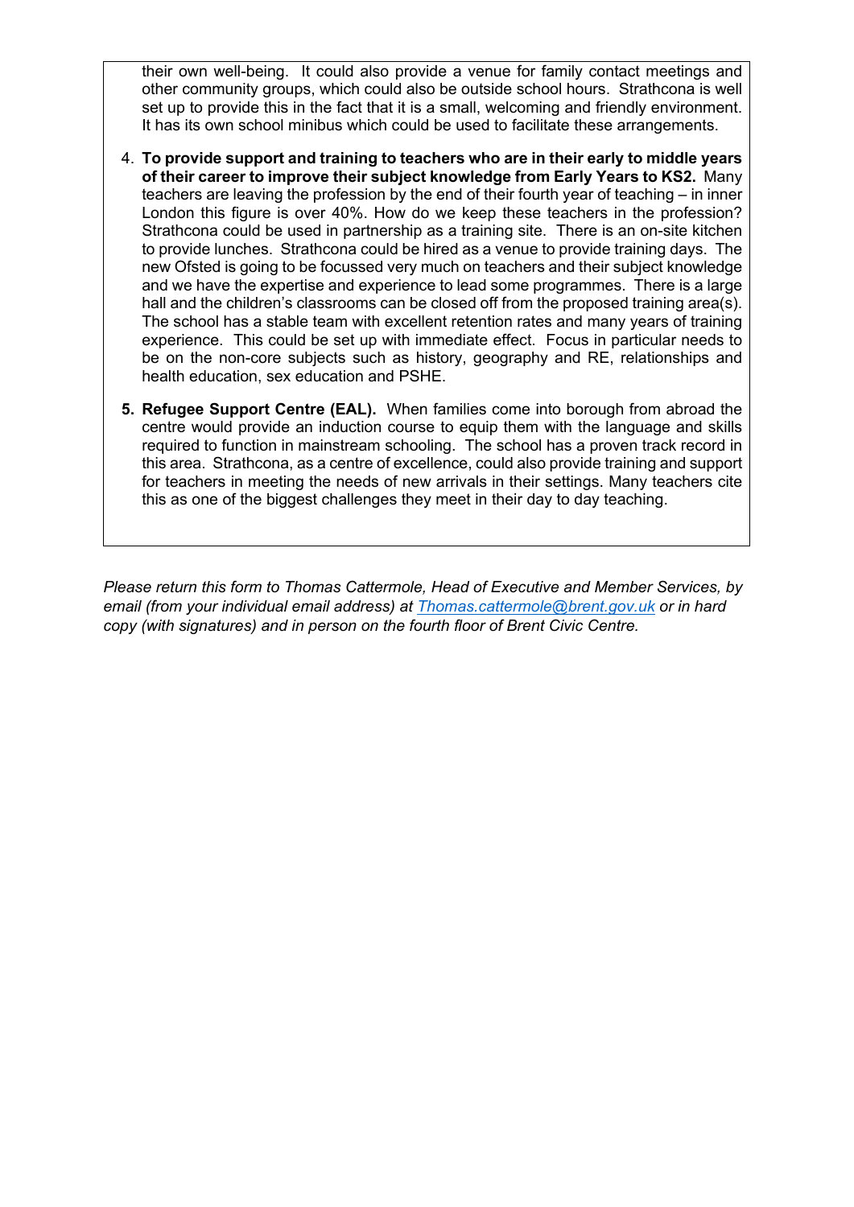their own well-being. It could also provide a venue for family contact meetings and other community groups, which could also be outside school hours. Strathcona is well set up to provide this in the fact that it is a small, welcoming and friendly environment. It has its own school minibus which could be used to facilitate these arrangements.

4. **To provide support and training to teachers who are in their early to middle years of their career to improve their subject knowledge from Early Years to KS2.** Many teachers are leaving the profession by the end of their fourth year of teaching – in inner London this figure is over 40%. How do we keep these teachers in the profession? Strathcona could be used in partnership as a training site. There is an on-site kitchen to provide lunches. Strathcona could be hired as a venue to provide training days. The new Ofsted is going to be focussed very much on teachers and their subject knowledge and we have the expertise and experience to lead some programmes. There is a large hall and the children's classrooms can be closed off from the proposed training area(s). The school has a stable team with excellent retention rates and many years of training experience. This could be set up with immediate effect. Focus in particular needs to be on the non-core subjects such as history, geography and RE, relationships and health education, sex education and PSHE.

5. **Refugee Support Centre (EAL).** When families come into borough from abroad the centre would provide an induction course to equip them with the language and skills required to function in mainstream schooling. The school has a proven track record in this area. Strathcona, as a centre of excellence, could also provide training and support for teachers in meeting the needs of new arrivals in their settings. Many teachers cite this as one of the biggest challenges they meet in their day to day teaching.

*Please return this form to Thomas Cattermole, Head of Executive and Member Services, by email (from your individual email address) at Thomas.cattermole@brent.gov.uk or in hard copy (with signatures) and in person on the fourth floor of Brent Civic Centre.*